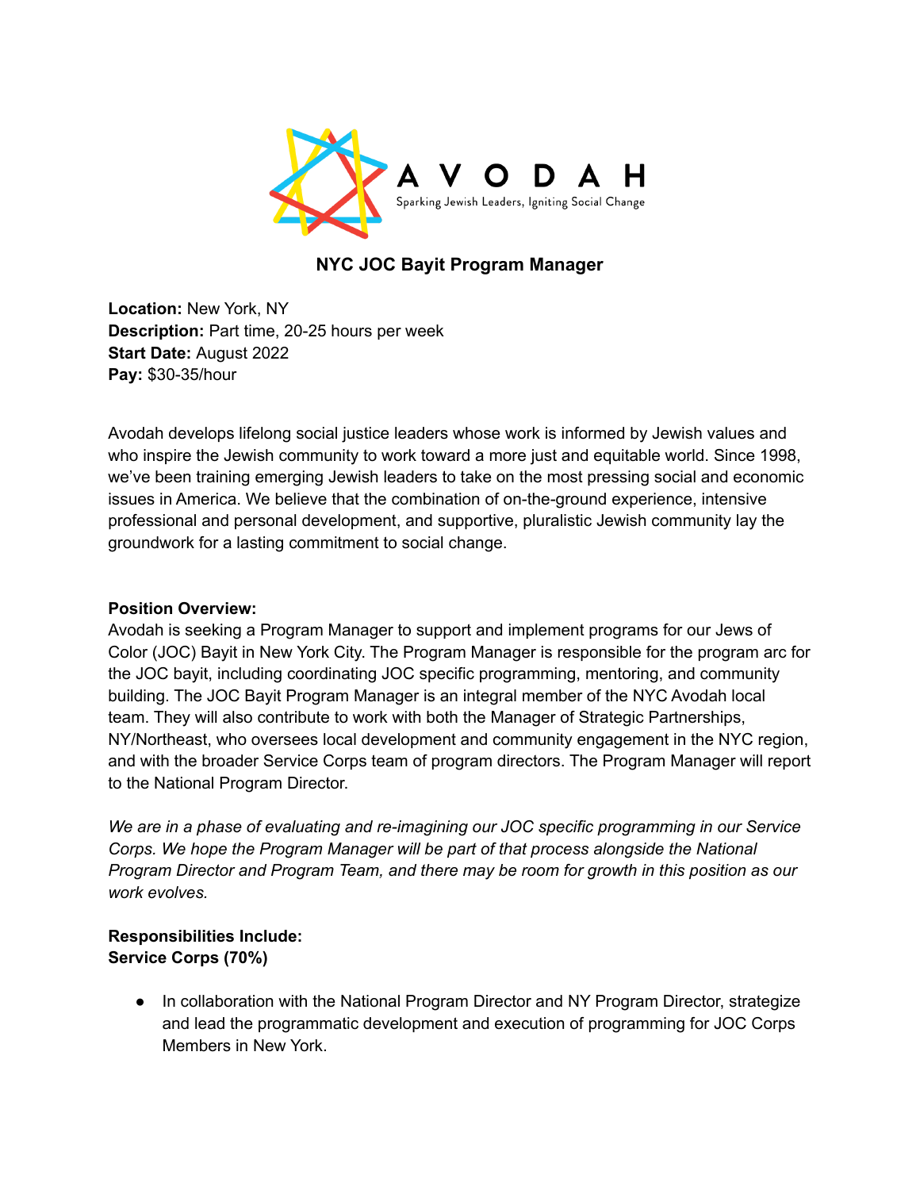AVODAH

Sparking Jewish Leaders, Igniting Social Change

# NYC JOC Bayit Program Manager

**Location:** New York, NY
**Description:** Part time, 20-25 hours per week
**Start Date:** August 2022
**Pay:** $30-35/hour

Avodah develops lifelong social justice leaders whose work is informed by Jewish values and who inspire the Jewish community to work toward a more just and equitable world. Since 1998, we've been training emerging Jewish leaders to take on the most pressing social and economic issues in America. We believe that the combination of on-the-ground experience, intensive professional and personal development, and supportive, pluralistic Jewish community lay the groundwork for a lasting commitment to social change.

**Position Overview:**
Avodah is seeking a Program Manager to support and implement programs for our Jews of Color (JOC) Bayit in New York City. The Program Manager is responsible for the program arc for the JOC bayit, including coordinating JOC specific programming, mentoring, and community building. The JOC Bayit Program Manager is an integral member of the NYC Avodah local team. They will also contribute to work with both the Manager of Strategic Partnerships, NY/Northeast, who oversees local development and community engagement in the NYC region, and with the broader Service Corps team of program directors. The Program Manager will report to the National Program Director.

*We are in a phase of evaluating and re-imagining our JOC specific programming in our Service Corps. We hope the Program Manager will be part of that process alongside the National Program Director and Program Team, and there may be room for growth in this position as our work evolves.*

**Responsibilities Include:**
**Service Corps (70%)**

- In collaboration with the National Program Director and NY Program Director, strategize and lead the programmatic development and execution of programming for JOC Corps Members in New York.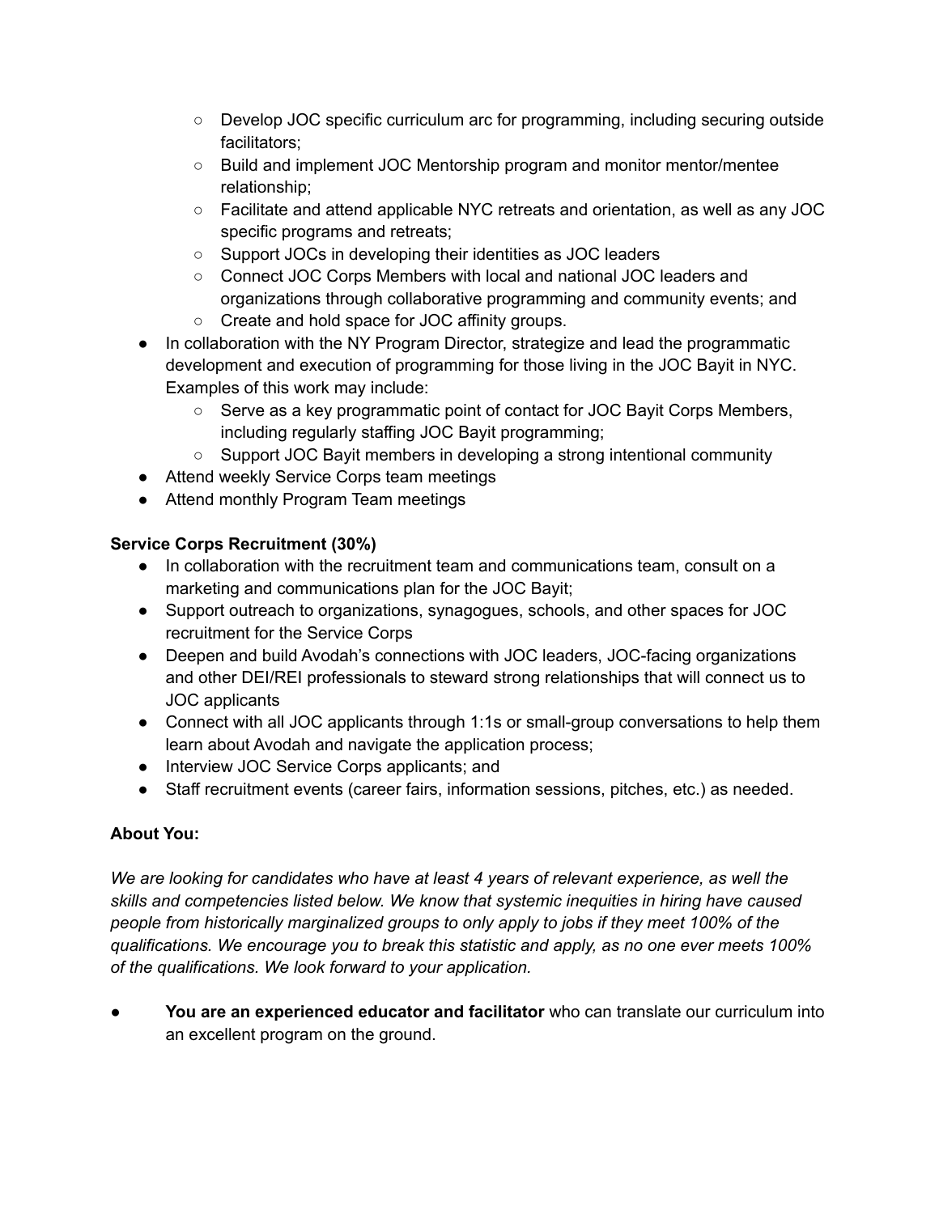- Develop JOC specific curriculum arc for programming, including securing outside facilitators;
    - Build and implement JOC Mentorship program and monitor mentor/mentee relationship;
    - Facilitate and attend applicable NYC retreats and orientation, as well as any JOC specific programs and retreats;
    - Support JOCs in developing their identities as JOC leaders
    - Connect JOC Corps Members with local and national JOC leaders and organizations through collaborative programming and community events; and
    - Create and hold space for JOC affinity groups.
- In collaboration with the NY Program Director, strategize and lead the programmatic development and execution of programming for those living in the JOC Bayit in NYC. Examples of this work may include:
    - Serve as a key programmatic point of contact for JOC Bayit Corps Members, including regularly staffing JOC Bayit programming;
    - Support JOC Bayit members in developing a strong intentional community
- Attend weekly Service Corps team meetings
- Attend monthly Program Team meetings

**Service Corps Recruitment (30%)**

- In collaboration with the recruitment team and communications team, consult on a marketing and communications plan for the JOC Bayit;
- Support outreach to organizations, synagogues, schools, and other spaces for JOC recruitment for the Service Corps
- Deepen and build Avodah's connections with JOC leaders, JOC-facing organizations and other DEI/REI professionals to steward strong relationships that will connect us to JOC applicants
- Connect with all JOC applicants through 1:1s or small-group conversations to help them learn about Avodah and navigate the application process;
- Interview JOC Service Corps applicants; and
- Staff recruitment events (career fairs, information sessions, pitches, etc.) as needed.

**About You:**

*We are looking for candidates who have at least 4 years of relevant experience, as well the skills and competencies listed below. We know that systemic inequities in hiring have caused people from historically marginalized groups to only apply to jobs if they meet 100% of the qualifications. We encourage you to break this statistic and apply, as no one ever meets 100% of the qualifications. We look forward to your application.*

- **You are an experienced educator and facilitator** who can translate our curriculum into an excellent program on the ground.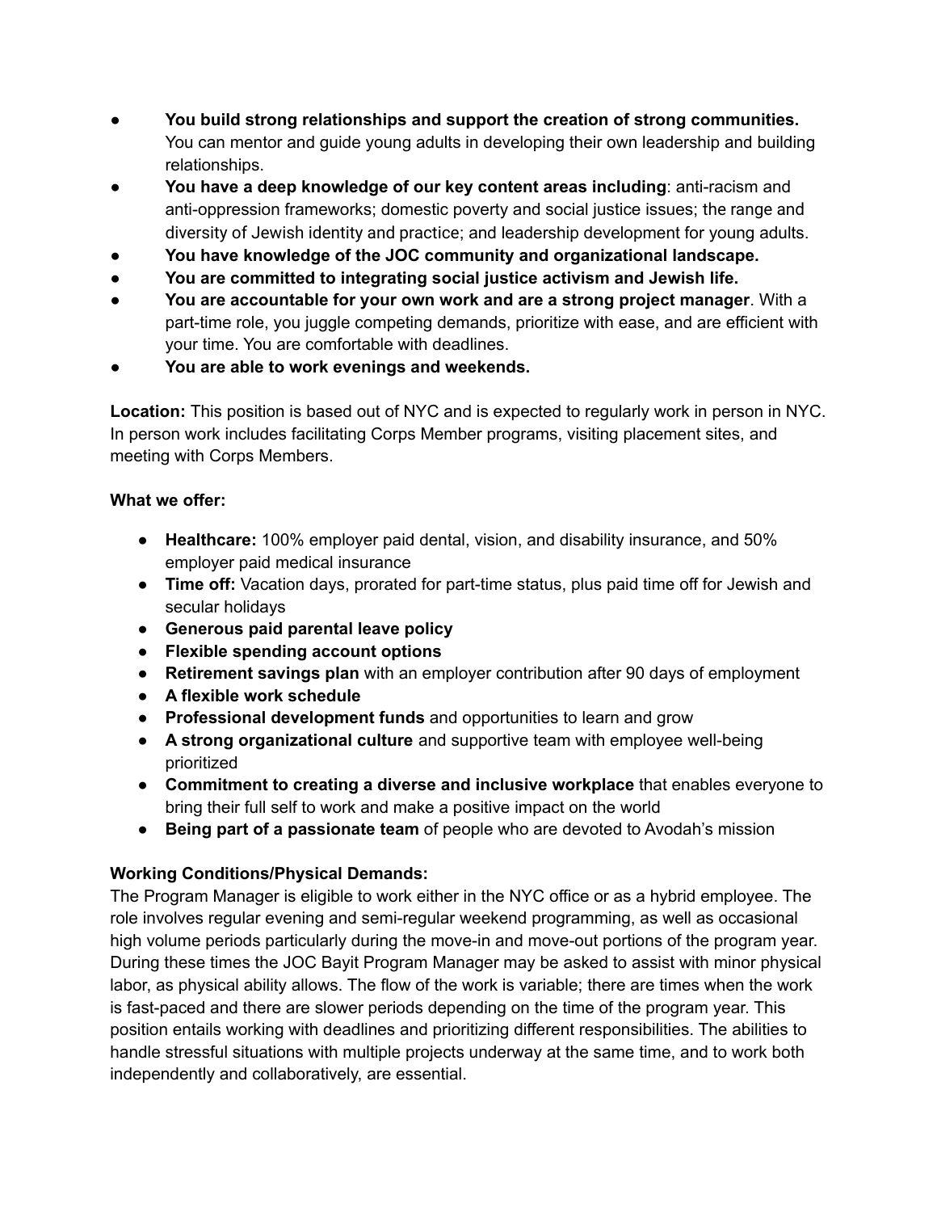- **You build strong relationships and support the creation of strong communities.** You can mentor and guide young adults in developing their own leadership and building relationships.
- **You have a deep knowledge of our key content areas including**: anti-racism and anti-oppression frameworks; domestic poverty and social justice issues; the range and diversity of Jewish identity and practice; and leadership development for young adults.
- **You have knowledge of the JOC community and organizational landscape.**
- **You are committed to integrating social justice activism and Jewish life.**
- **You are accountable for your own work and are a strong project manager**. With a part-time role, you juggle competing demands, prioritize with ease, and are efficient with your time. You are comfortable with deadlines.
- **You are able to work evenings and weekends.**

**Location:** This position is based out of NYC and is expected to regularly work in person in NYC. In person work includes facilitating Corps Member programs, visiting placement sites, and meeting with Corps Members.

**What we offer:**

- **Healthcare:** 100% employer paid dental, vision, and disability insurance, and 50% employer paid medical insurance
- **Time off:** Vacation days, prorated for part-time status, plus paid time off for Jewish and secular holidays
- **Generous paid parental leave policy**
- **Flexible spending account options**
- **Retirement savings plan** with an employer contribution after 90 days of employment
- **A flexible work schedule**
- **Professional development funds** and opportunities to learn and grow
- **A strong organizational culture** and supportive team with employee well-being prioritized
- **Commitment to creating a diverse and inclusive workplace** that enables everyone to bring their full self to work and make a positive impact on the world
- **Being part of a passionate team** of people who are devoted to Avodah's mission

**Working Conditions/Physical Demands:**
The Program Manager is eligible to work either in the NYC office or as a hybrid employee. The role involves regular evening and semi-regular weekend programming, as well as occasional high volume periods particularly during the move-in and move-out portions of the program year. During these times the JOC Bayit Program Manager may be asked to assist with minor physical labor, as physical ability allows. The flow of the work is variable; there are times when the work is fast-paced and there are slower periods depending on the time of the program year. This position entails working with deadlines and prioritizing different responsibilities. The abilities to handle stressful situations with multiple projects underway at the same time, and to work both independently and collaboratively, are essential.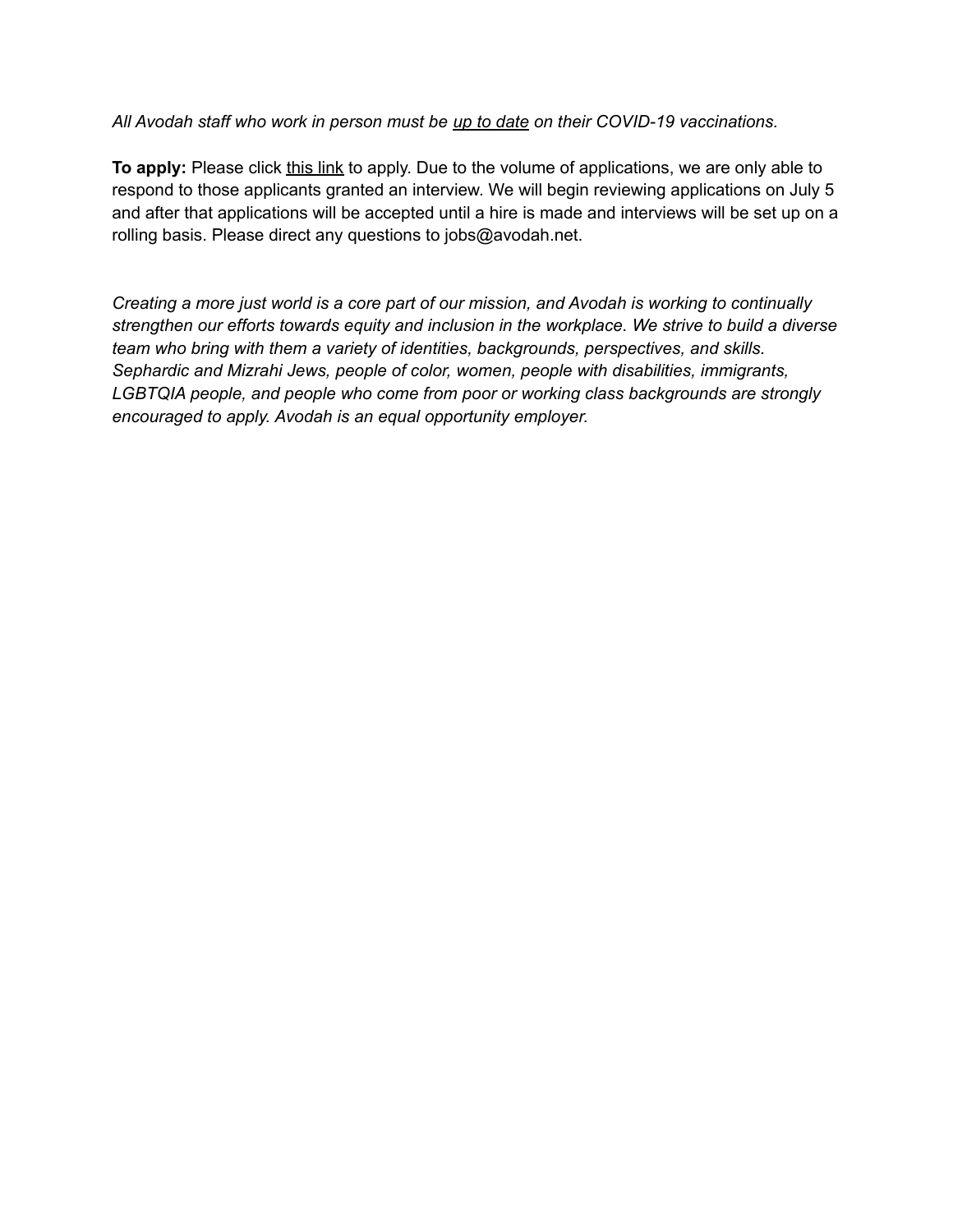*All Avodah staff who work in person must be up to date on their COVID-19 vaccinations.*

**To apply:** Please click this link to apply. Due to the volume of applications, we are only able to respond to those applicants granted an interview. We will begin reviewing applications on July 5 and after that applications will be accepted until a hire is made and interviews will be set up on a rolling basis. Please direct any questions to jobs@avodah.net.

*Creating a more just world is a core part of our mission, and Avodah is working to continually strengthen our efforts towards equity and inclusion in the workplace. We strive to build a diverse team who bring with them a variety of identities, backgrounds, perspectives, and skills. Sephardic and Mizrahi Jews, people of color, women, people with disabilities, immigrants, LGBTQIA people, and people who come from poor or working class backgrounds are strongly encouraged to apply. Avodah is an equal opportunity employer.*